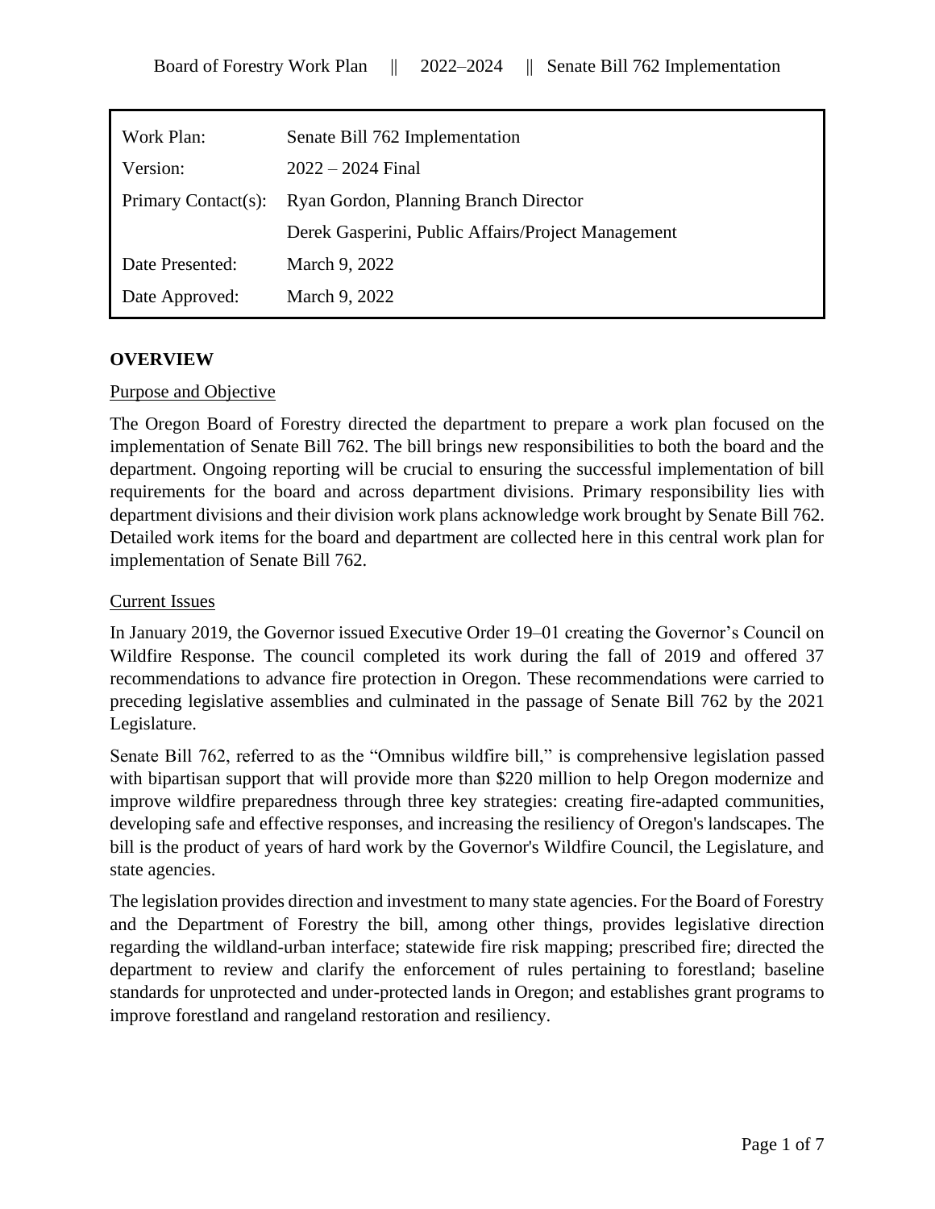| Work Plan: | Senate Bill 762 Implementation |
| --- | --- |
| Version: | 2022 – 2024 Final |
| Primary Contact(s): | Ryan Gordon, Planning Branch Director |
| | Derek Gasperini, Public Affairs/Project Management |
| Date Presented: | March 9, 2022 |
| Date Approved: | March 9, 2022 |

## OVERVIEW

### Purpose and Objective

The Oregon Board of Forestry directed the department to prepare a work plan focused on the implementation of Senate Bill 762. The bill brings new responsibilities to both the board and the department. Ongoing reporting will be crucial to ensuring the successful implementation of bill requirements for the board and across department divisions. Primary responsibility lies with department divisions and their division work plans acknowledge work brought by Senate Bill 762. Detailed work items for the board and department are collected here in this central work plan for implementation of Senate Bill 762.

### Current Issues

In January 2019, the Governor issued Executive Order 19–01 creating the Governor's Council on Wildfire Response. The council completed its work during the fall of 2019 and offered 37 recommendations to advance fire protection in Oregon. These recommendations were carried to preceding legislative assemblies and culminated in the passage of Senate Bill 762 by the 2021 Legislature.

Senate Bill 762, referred to as the "Omnibus wildfire bill," is comprehensive legislation passed with bipartisan support that will provide more than $220 million to help Oregon modernize and improve wildfire preparedness through three key strategies: creating fire-adapted communities, developing safe and effective responses, and increasing the resiliency of Oregon's landscapes. The bill is the product of years of hard work by the Governor's Wildfire Council, the Legislature, and state agencies.

The legislation provides direction and investment to many state agencies. For the Board of Forestry and the Department of Forestry the bill, among other things, provides legislative direction regarding the wildland-urban interface; statewide fire risk mapping; prescribed fire; directed the department to review and clarify the enforcement of rules pertaining to forestland; baseline standards for unprotected and under-protected lands in Oregon; and establishes grant programs to improve forestland and rangeland restoration and resiliency.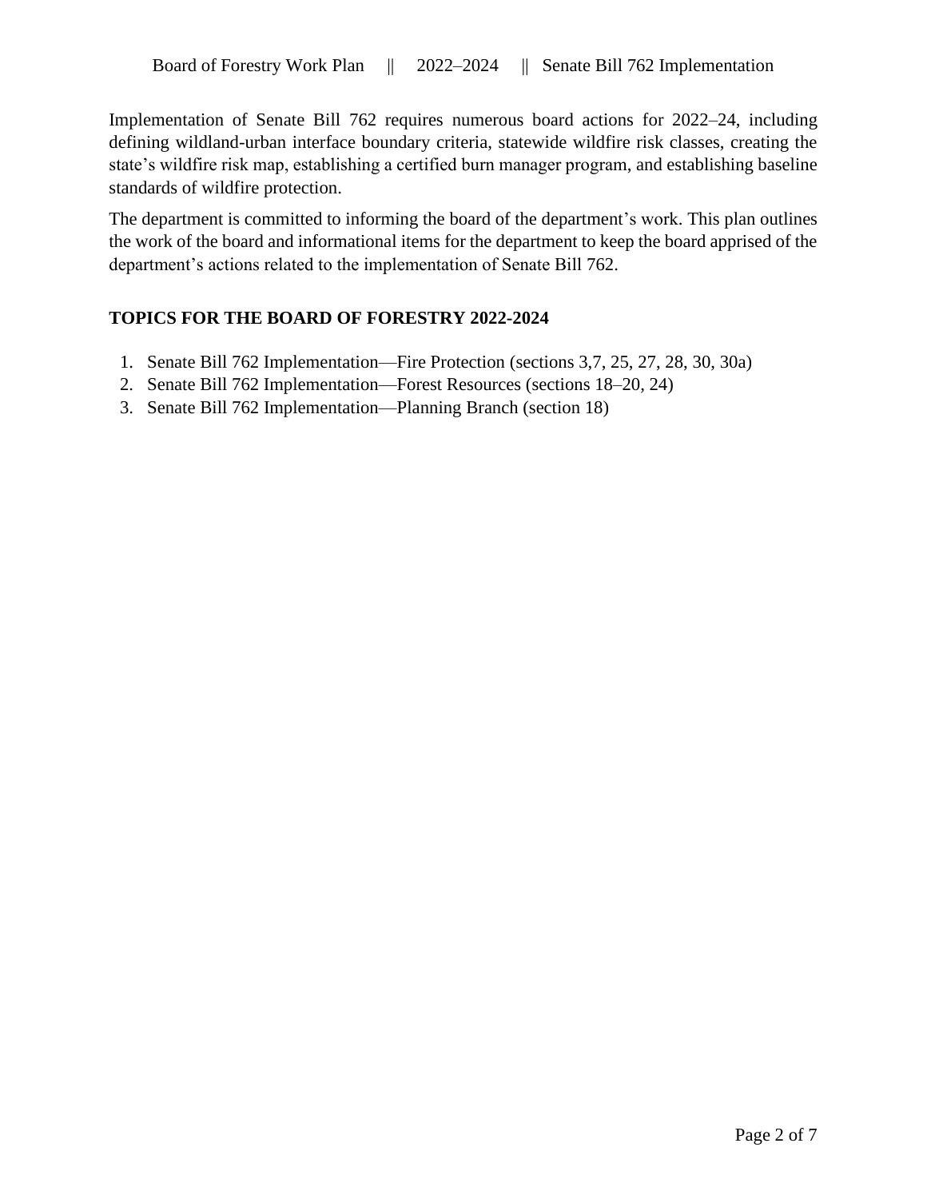Implementation of Senate Bill 762 requires numerous board actions for 2022–24, including defining wildland-urban interface boundary criteria, statewide wildfire risk classes, creating the state's wildfire risk map, establishing a certified burn manager program, and establishing baseline standards of wildfire protection.

The department is committed to informing the board of the department's work. This plan outlines the work of the board and informational items for the department to keep the board apprised of the department's actions related to the implementation of Senate Bill 762.

## TOPICS FOR THE BOARD OF FORESTRY 2022-2024

1. Senate Bill 762 Implementation—Fire Protection (sections 3,7, 25, 27, 28, 30, 30a)
2. Senate Bill 762 Implementation—Forest Resources (sections 18–20, 24)
3. Senate Bill 762 Implementation—Planning Branch (section 18)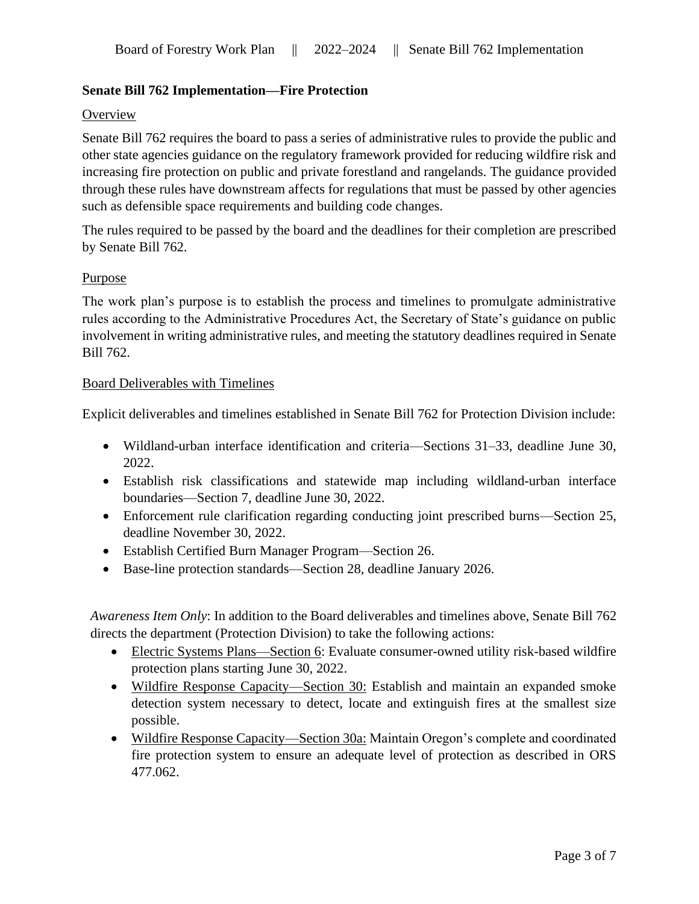## Senate Bill 762 Implementation—Fire Protection

### Overview

Senate Bill 762 requires the board to pass a series of administrative rules to provide the public and other state agencies guidance on the regulatory framework provided for reducing wildfire risk and increasing fire protection on public and private forestland and rangelands. The guidance provided through these rules have downstream affects for regulations that must be passed by other agencies such as defensible space requirements and building code changes.

The rules required to be passed by the board and the deadlines for their completion are prescribed by Senate Bill 762.

### Purpose

The work plan's purpose is to establish the process and timelines to promulgate administrative rules according to the Administrative Procedures Act, the Secretary of State's guidance on public involvement in writing administrative rules, and meeting the statutory deadlines required in Senate Bill 762.

### Board Deliverables with Timelines

Explicit deliverables and timelines established in Senate Bill 762 for Protection Division include:

- Wildland-urban interface identification and criteria—Sections 31–33, deadline June 30, 2022.
- Establish risk classifications and statewide map including wildland-urban interface boundaries—Section 7, deadline June 30, 2022.
- Enforcement rule clarification regarding conducting joint prescribed burns—Section 25, deadline November 30, 2022.
- Establish Certified Burn Manager Program—Section 26.
- Base-line protection standards—Section 28, deadline January 2026.

*Awareness Item Only*: In addition to the Board deliverables and timelines above, Senate Bill 762 directs the department (Protection Division) to take the following actions:

- Electric Systems Plans—Section 6: Evaluate consumer-owned utility risk-based wildfire protection plans starting June 30, 2022.
- Wildfire Response Capacity—Section 30: Establish and maintain an expanded smoke detection system necessary to detect, locate and extinguish fires at the smallest size possible.
- Wildfire Response Capacity—Section 30a: Maintain Oregon's complete and coordinated fire protection system to ensure an adequate level of protection as described in ORS 477.062.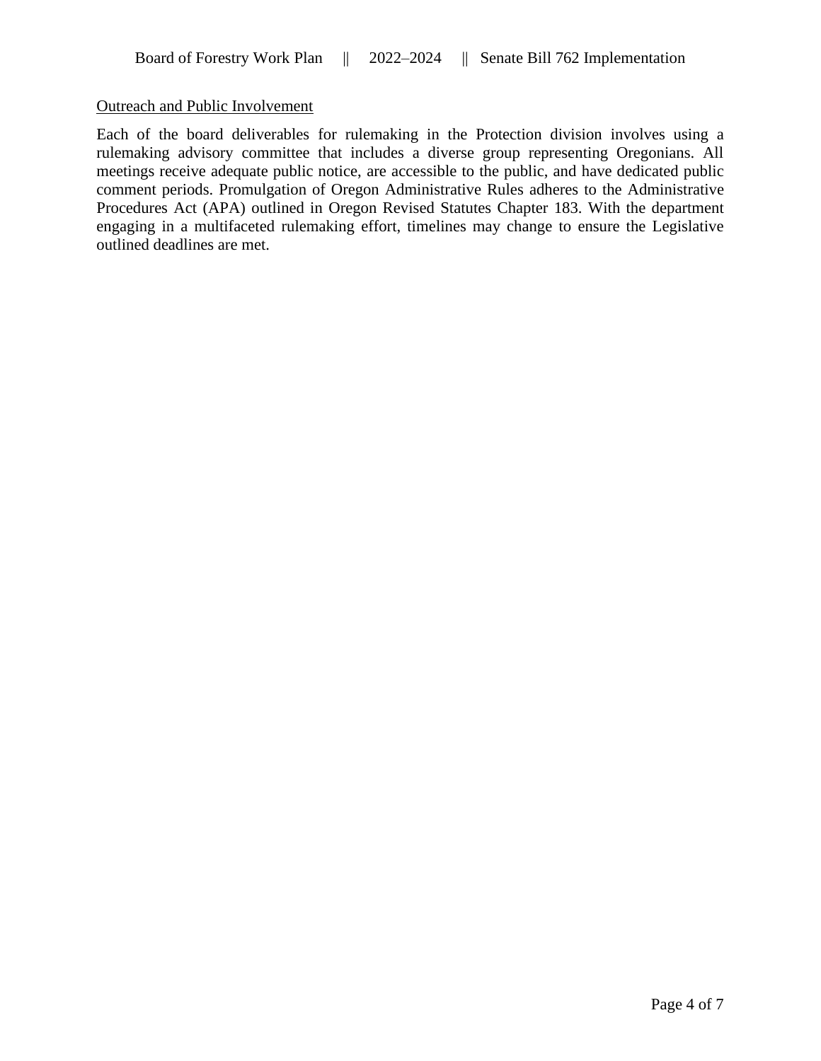<u>Outreach and Public Involvement</u>

Each of the board deliverables for rulemaking in the Protection division involves using a rulemaking advisory committee that includes a diverse group representing Oregonians. All meetings receive adequate public notice, are accessible to the public, and have dedicated public comment periods. Promulgation of Oregon Administrative Rules adheres to the Administrative Procedures Act (APA) outlined in Oregon Revised Statutes Chapter 183. With the department engaging in a multifaceted rulemaking effort, timelines may change to ensure the Legislative outlined deadlines are met.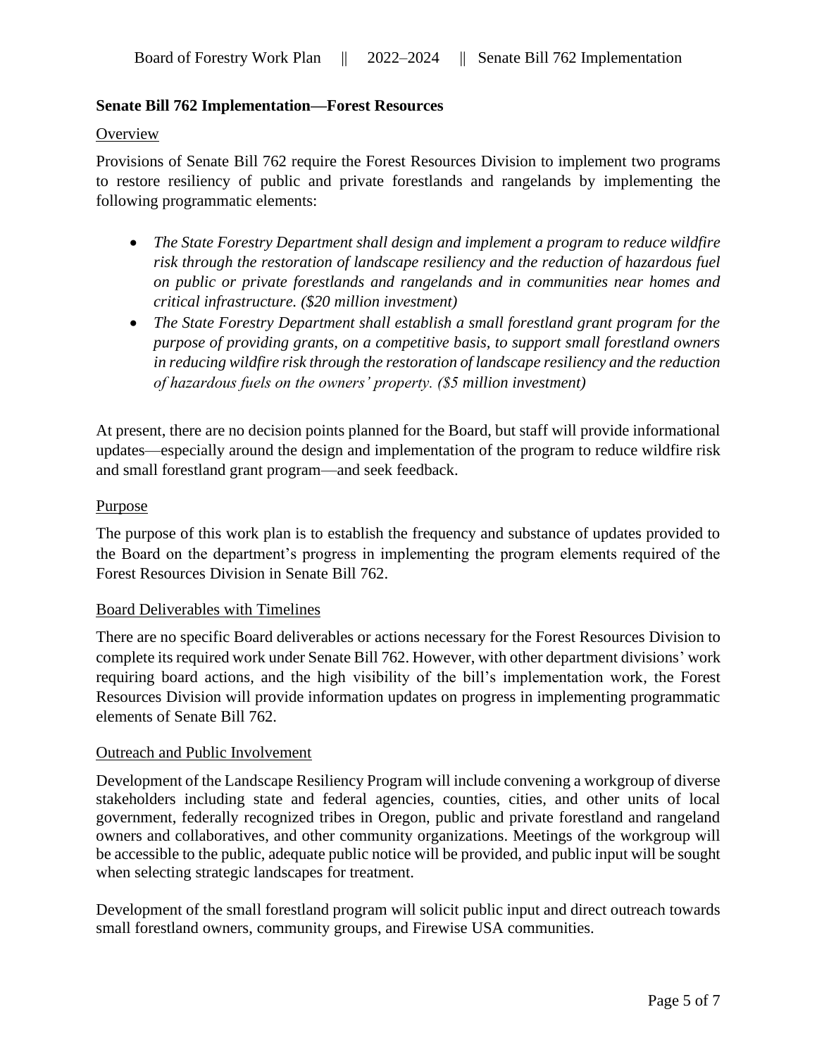## Senate Bill 762 Implementation—Forest Resources

### Overview

Provisions of Senate Bill 762 require the Forest Resources Division to implement two programs to restore resiliency of public and private forestlands and rangelands by implementing the following programmatic elements:

- *The State Forestry Department shall design and implement a program to reduce wildfire risk through the restoration of landscape resiliency and the reduction of hazardous fuel on public or private forestlands and rangelands and in communities near homes and critical infrastructure. ($20 million investment)*
- *The State Forestry Department shall establish a small forestland grant program for the purpose of providing grants, on a competitive basis, to support small forestland owners in reducing wildfire risk through the restoration of landscape resiliency and the reduction of hazardous fuels on the owners' property. ($5 million investment)*

At present, there are no decision points planned for the Board, but staff will provide informational updates—especially around the design and implementation of the program to reduce wildfire risk and small forestland grant program—and seek feedback.

### Purpose

The purpose of this work plan is to establish the frequency and substance of updates provided to the Board on the department's progress in implementing the program elements required of the Forest Resources Division in Senate Bill 762.

### Board Deliverables with Timelines

There are no specific Board deliverables or actions necessary for the Forest Resources Division to complete its required work under Senate Bill 762. However, with other department divisions' work requiring board actions, and the high visibility of the bill's implementation work, the Forest Resources Division will provide information updates on progress in implementing programmatic elements of Senate Bill 762.

### Outreach and Public Involvement

Development of the Landscape Resiliency Program will include convening a workgroup of diverse stakeholders including state and federal agencies, counties, cities, and other units of local government, federally recognized tribes in Oregon, public and private forestland and rangeland owners and collaboratives, and other community organizations. Meetings of the workgroup will be accessible to the public, adequate public notice will be provided, and public input will be sought when selecting strategic landscapes for treatment.

Development of the small forestland program will solicit public input and direct outreach towards small forestland owners, community groups, and Firewise USA communities.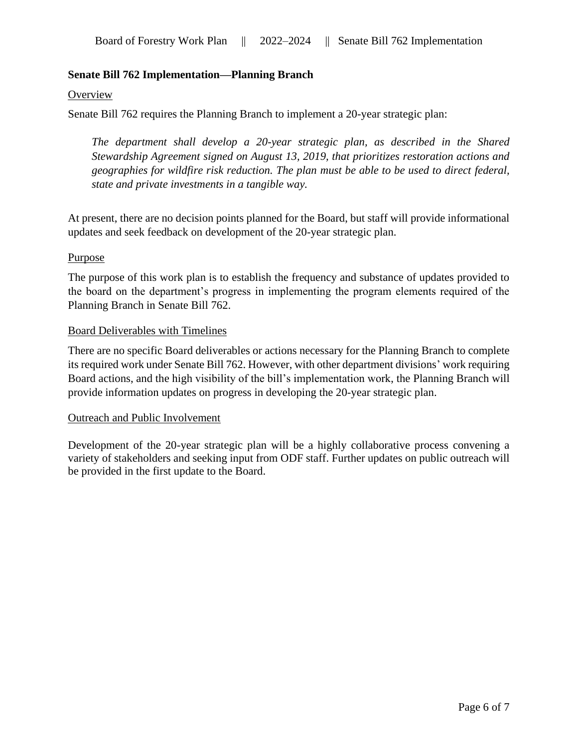## Senate Bill 762 Implementation—Planning Branch

### Overview

Senate Bill 762 requires the Planning Branch to implement a 20-year strategic plan:

> *The department shall develop a 20-year strategic plan, as described in the Shared Stewardship Agreement signed on August 13, 2019, that prioritizes restoration actions and geographies for wildfire risk reduction. The plan must be able to be used to direct federal, state and private investments in a tangible way.*

At present, there are no decision points planned for the Board, but staff will provide informational updates and seek feedback on development of the 20-year strategic plan.

### Purpose

The purpose of this work plan is to establish the frequency and substance of updates provided to the board on the department's progress in implementing the program elements required of the Planning Branch in Senate Bill 762.

### Board Deliverables with Timelines

There are no specific Board deliverables or actions necessary for the Planning Branch to complete its required work under Senate Bill 762. However, with other department divisions' work requiring Board actions, and the high visibility of the bill's implementation work, the Planning Branch will provide information updates on progress in developing the 20-year strategic plan.

### Outreach and Public Involvement

Development of the 20-year strategic plan will be a highly collaborative process convening a variety of stakeholders and seeking input from ODF staff. Further updates on public outreach will be provided in the first update to the Board.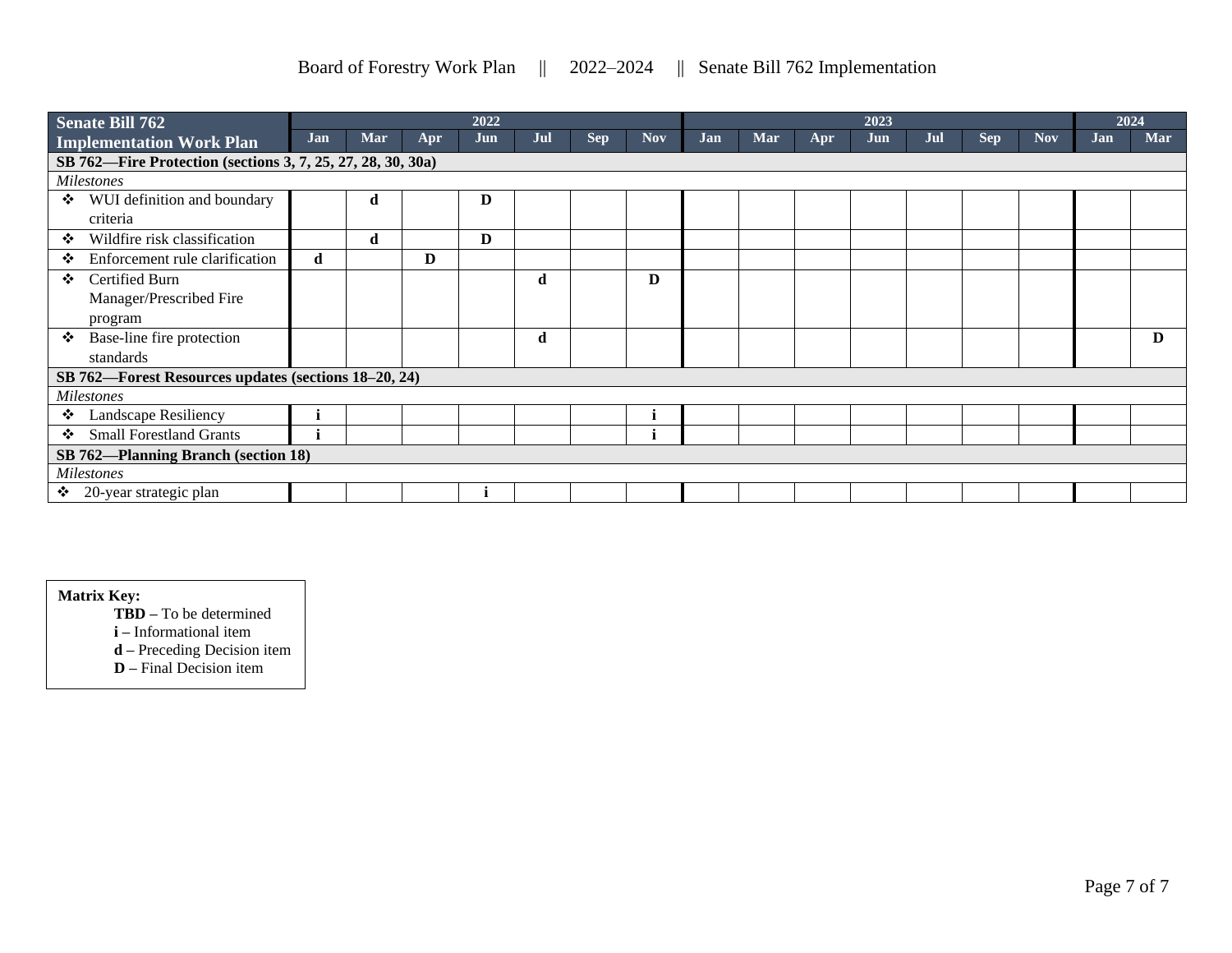Board of Forestry Work Plan || 2022–2024 || Senate Bill 762 Implementation

| Senate Bill 762 Implementation Work Plan | 2022 | | | | | | | 2023 | | | | | | | 2024 | |
|---|---|---|---|---|---|---|---|---|---|---|---|---|---|---|---|---|
| | Jan | Mar | Apr | Jun | Jul | Sep | Nov | Jan | Mar | Apr | Jun | Jul | Sep | Nov | Jan | Mar |
| **SB 762—Fire Protection (sections 3, 7, 25, 27, 28, 30, 30a)** | | | | | | | | | | | | | | | | |
| *Milestones* | | | | | | | | | | | | | | | | |
| ❖ WUI definition and boundary criteria | | **d** | | **D** | | | | | | | | | | | | |
| ❖ Wildfire risk classification | | **d** | | **D** | | | | | | | | | | | | |
| ❖ Enforcement rule clarification | **d** | | **D** | | | | | | | | | | | | | |
| ❖ Certified Burn Manager/Prescribed Fire program | | | | | **d** | | **D** | | | | | | | | | |
| ❖ Base-line fire protection standards | | | | | **d** | | | | | | | | | | | **D** |
| **SB 762—Forest Resources updates (sections 18–20, 24)** | | | | | | | | | | | | | | | | |
| *Milestones* | | | | | | | | | | | | | | | | |
| ❖ Landscape Resiliency | **i** | | | | | | **i** | | | | | | | | | |
| ❖ Small Forestland Grants | **i** | | | | | | **i** | | | | | | | | | |
| **SB 762—Planning Branch (section 18)** | | | | | | | | | | | | | | | | |
| *Milestones* | | | | | | | | | | | | | | | | |
| ❖ 20-year strategic plan | | | | **i** | | | | | | | | | | | | |

**Matrix Key:**
- **TBD –** To be determined
- **i –** Informational item
- **d –** Preceding Decision item
- **D –** Final Decision item